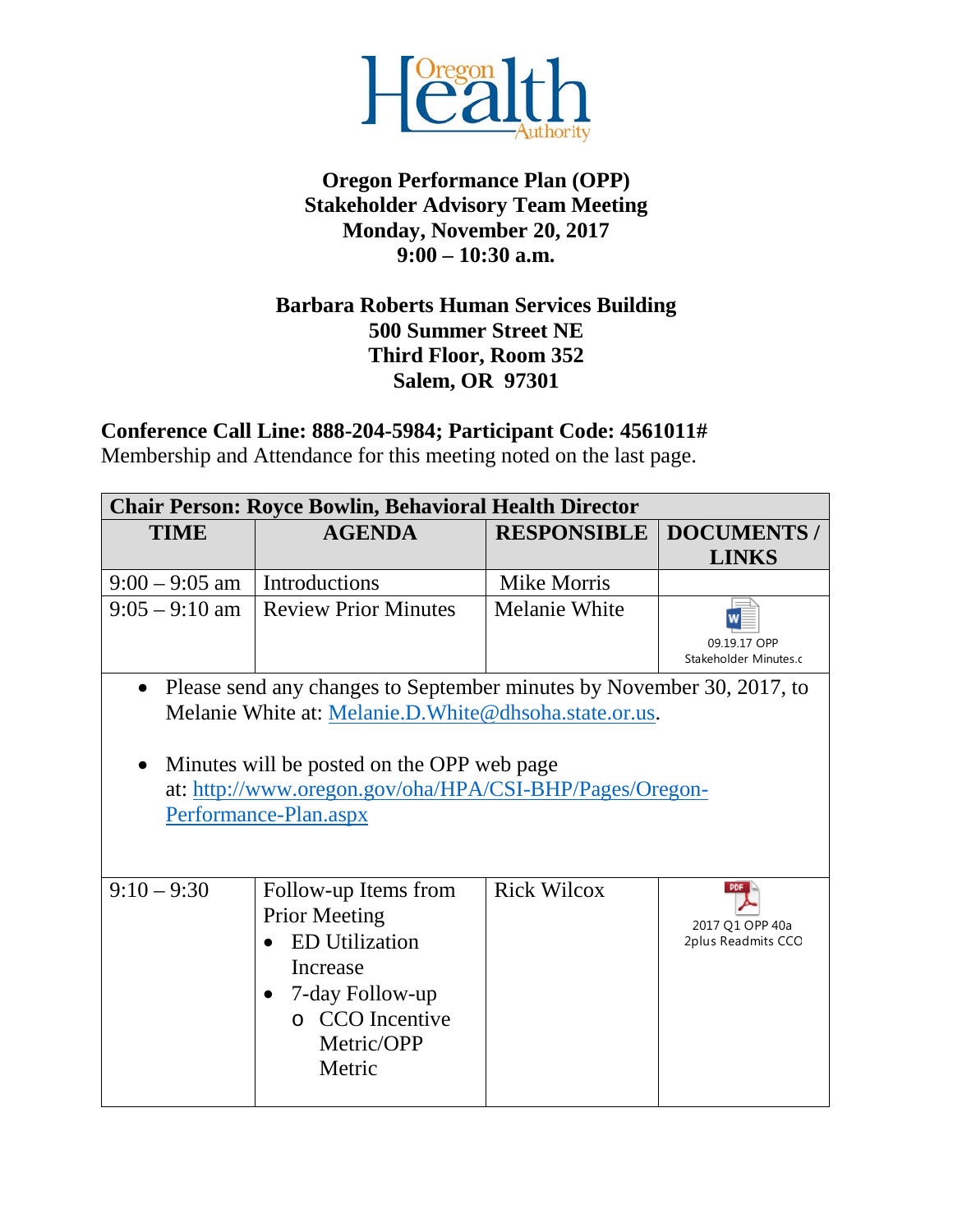Oregon Health Authority

# Oregon Performance Plan (OPP) Stakeholder Advisory Team Meeting

**Monday, November 20, 2017**
**9:00 – 10:30 a.m.**

**Barbara Roberts Human Services Building**
**500 Summer Street NE**
**Third Floor, Room 352**
**Salem, OR 97301**

**Conference Call Line: 888-204-5984; Participant Code: 4561011#**

Membership and Attendance for this meeting noted on the last page.

| Chair Person: Royce Bowlin, Behavioral Health Director | | | |
|---|---|---|---|
| **TIME** | **AGENDA** | **RESPONSIBLE** | **DOCUMENTS / LINKS** |
| 9:00 – 9:05 am | Introductions | Mike Morris | |
| 9:05 – 9:10 am | Review Prior Minutes | Melanie White | 09.19.17 OPP Stakeholder Minutes.c |
| • Please send any changes to September minutes by November 30, 2017, to Melanie White at: Melanie.D.White@dhsoha.state.or.us. • Minutes will be posted on the OPP web page at: http://www.oregon.gov/oha/HPA/CSI-BHP/Pages/Oregon-Performance-Plan.aspx | | | |
| 9:10 – 9:30 | Follow-up Items from Prior Meeting • ED Utilization Increase • 7-day Follow-up o CCO Incentive Metric/OPP Metric | Rick Wilcox | 2017 Q1 OPP 40a 2plus Readmits CCO |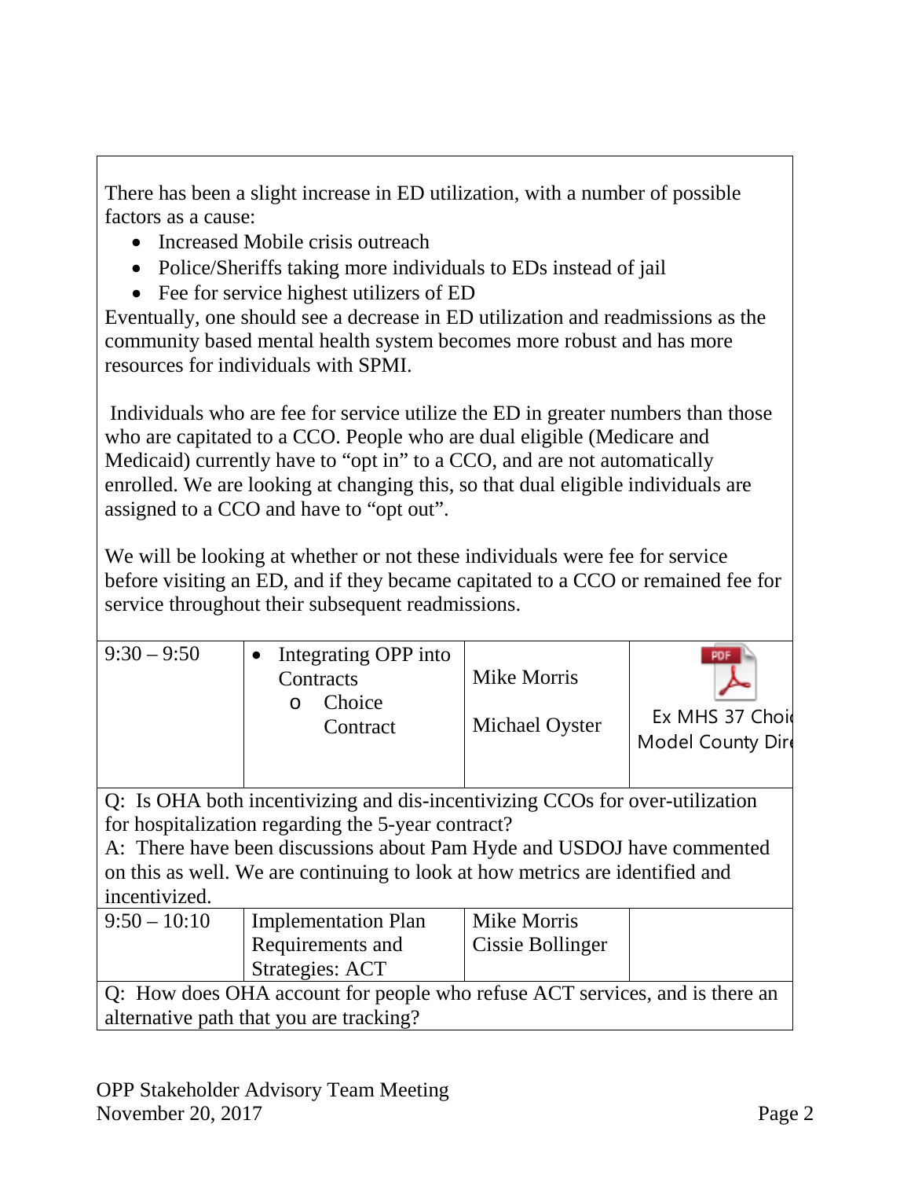There has been a slight increase in ED utilization, with a number of possible factors as a cause:

- Increased Mobile crisis outreach
- Police/Sheriffs taking more individuals to EDs instead of jail
- Fee for service highest utilizers of ED

Eventually, one should see a decrease in ED utilization and readmissions as the community based mental health system becomes more robust and has more resources for individuals with SPMI.

Individuals who are fee for service utilize the ED in greater numbers than those who are capitated to a CCO. People who are dual eligible (Medicare and Medicaid) currently have to "opt in" to a CCO, and are not automatically enrolled. We are looking at changing this, so that dual eligible individuals are assigned to a CCO and have to "opt out".

We will be looking at whether or not these individuals were fee for service before visiting an ED, and if they became capitated to a CCO or remained fee for service throughout their subsequent readmissions.

| 9:30 – 9:50 | • Integrating OPP into Contracts<br>o Choice Contract | Mike Morris<br><br>Michael Oyster | Ex MHS 37 Choic<br>Model County Dire |
|---|---|---|---|

Q: Is OHA both incentivizing and dis-incentivizing CCOs for over-utilization for hospitalization regarding the 5-year contract?
A: There have been discussions about Pam Hyde and USDOJ have commented on this as well. We are continuing to look at how metrics are identified and incentivized.

| 9:50 – 10:10 | Implementation Plan Requirements and Strategies: ACT | Mike Morris<br>Cissie Bollinger | |
|---|---|---|---|

Q: How does OHA account for people who refuse ACT services, and is there an alternative path that you are tracking?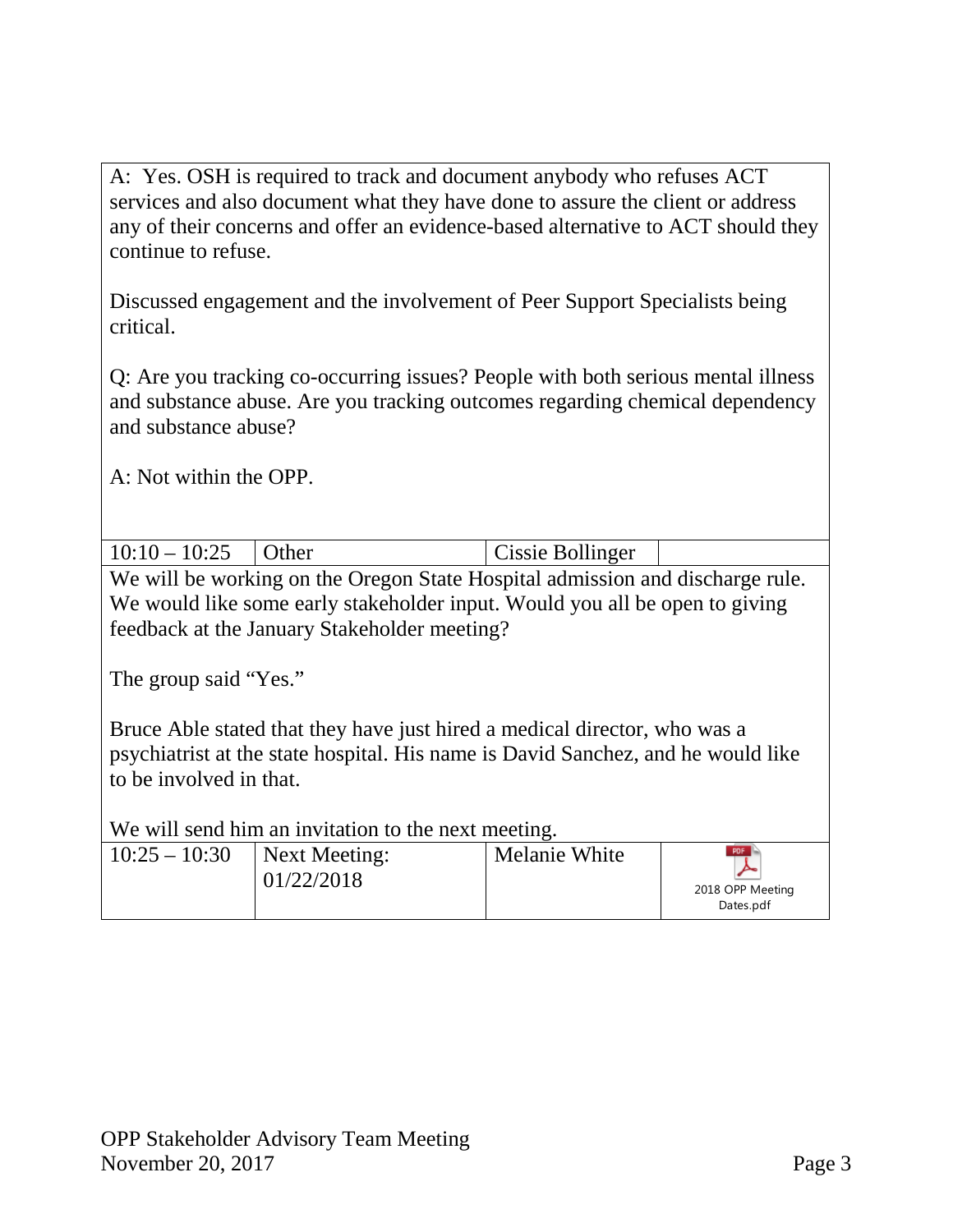| | | | |
|---|---|---|---|
| A: Yes. OSH is required to track and document anybody who refuses ACT services and also document what they have done to assure the client or address any of their concerns and offer an evidence-based alternative to ACT should they continue to refuse.<br><br>Discussed engagement and the involvement of Peer Support Specialists being critical.<br><br>Q: Are you tracking co-occurring issues? People with both serious mental illness and substance abuse. Are you tracking outcomes regarding chemical dependency and substance abuse?<br><br>A: Not within the OPP. | | | |
| 10:10 – 10:25 | Other | Cissie Bollinger | |
| We will be working on the Oregon State Hospital admission and discharge rule. We would like some early stakeholder input. Would you all be open to giving feedback at the January Stakeholder meeting?<br><br>The group said "Yes."<br><br>Bruce Able stated that they have just hired a medical director, who was a psychiatrist at the state hospital. His name is David Sanchez, and he would like to be involved in that.<br><br>We will send him an invitation to the next meeting. | | | |
| 10:25 – 10:30 | Next Meeting: 01/22/2018 | Melanie White | 2018 OPP Meeting Dates.pdf |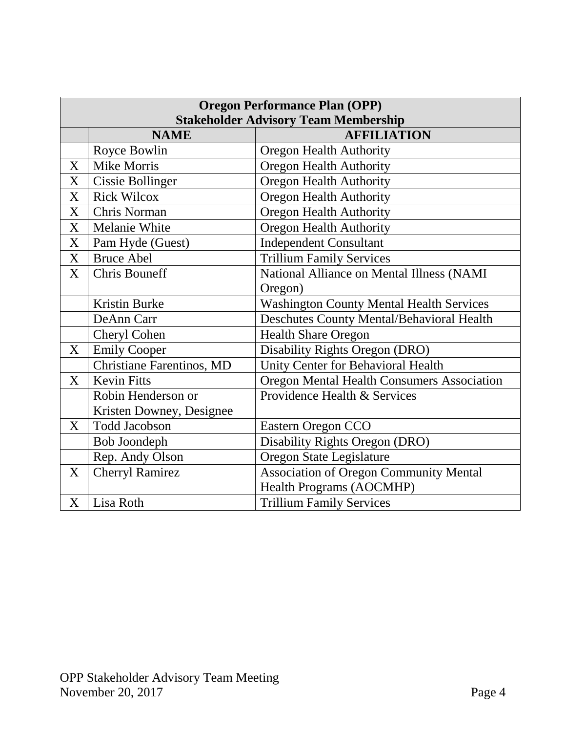| Oregon Performance Plan (OPP) Stakeholder Advisory Team Membership | | |
|---|---|---|
| | **NAME** | **AFFILIATION** |
| | Royce Bowlin | Oregon Health Authority |
| X | Mike Morris | Oregon Health Authority |
| X | Cissie Bollinger | Oregon Health Authority |
| X | Rick Wilcox | Oregon Health Authority |
| X | Chris Norman | Oregon Health Authority |
| X | Melanie White | Oregon Health Authority |
| X | Pam Hyde (Guest) | Independent Consultant |
| X | Bruce Abel | Trillium Family Services |
| X | Chris Bouneff | National Alliance on Mental Illness (NAMI Oregon) |
| | Kristin Burke | Washington County Mental Health Services |
| | DeAnn Carr | Deschutes County Mental/Behavioral Health |
| | Cheryl Cohen | Health Share Oregon |
| X | Emily Cooper | Disability Rights Oregon (DRO) |
| | Christiane Farentinos, MD | Unity Center for Behavioral Health |
| X | Kevin Fitts | Oregon Mental Health Consumers Association |
| | Robin Henderson or Kristen Downey, Designee | Providence Health & Services |
| X | Todd Jacobson | Eastern Oregon CCO |
| | Bob Joondeph | Disability Rights Oregon (DRO) |
| | Rep. Andy Olson | Oregon State Legislature |
| X | Cherryl Ramirez | Association of Oregon Community Mental Health Programs (AOCMHP) |
| X | Lisa Roth | Trillium Family Services |